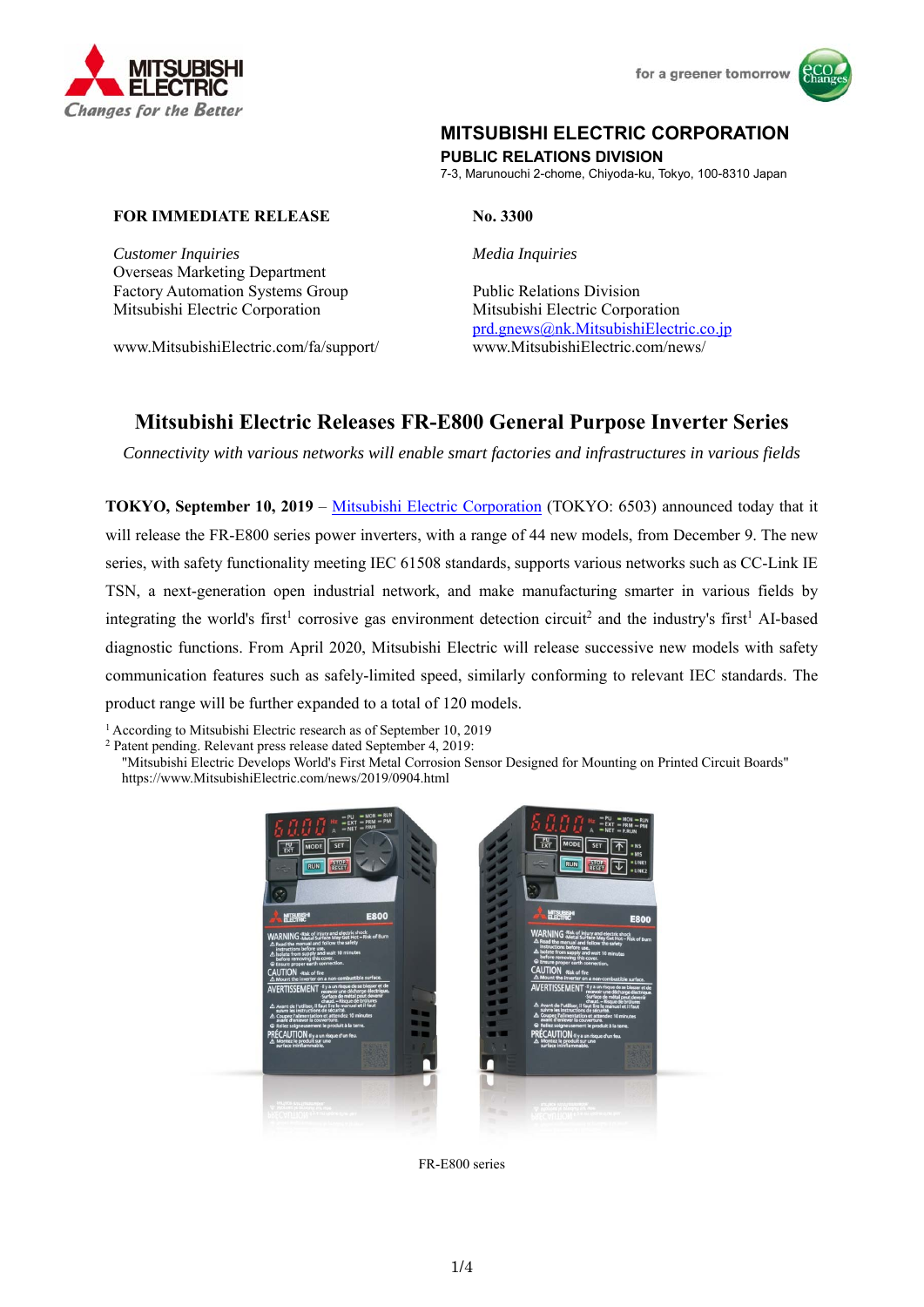MITSUBISHI ELECTRIC CORPORATION
PUBLIC RELATIONS DIVISION
7-3, Marunouchi 2-chome, Chiyoda-ku, Tokyo, 100-8310 Japan

**FOR IMMEDIATE RELEASE**

**No. 3300**

*Customer Inquiries*
Overseas Marketing Department
Factory Automation Systems Group
Mitsubishi Electric Corporation

www.MitsubishiElectric.com/fa/support/

*Media Inquiries*

Public Relations Division
Mitsubishi Electric Corporation
prd.gnews@nk.MitsubishiElectric.co.jp
www.MitsubishiElectric.com/news/

# Mitsubishi Electric Releases FR-E800 General Purpose Inverter Series

*Connectivity with various networks will enable smart factories and infrastructures in various fields*

**TOKYO, September 10, 2019** – Mitsubishi Electric Corporation (TOKYO: 6503) announced today that it will release the FR-E800 series power inverters, with a range of 44 new models, from December 9. The new series, with safety functionality meeting IEC 61508 standards, supports various networks such as CC-Link IE TSN, a next-generation open industrial network, and make manufacturing smarter in various fields by integrating the world's first[1] corrosive gas environment detection circuit[2] and the industry's first[1] AI-based diagnostic functions. From April 2020, Mitsubishi Electric will release successive new models with safety communication features such as safely-limited speed, similarly conforming to relevant IEC standards. The product range will be further expanded to a total of 120 models.

[1] According to Mitsubishi Electric research as of September 10, 2019
[2] Patent pending. Relevant press release dated September 4, 2019:
"Mitsubishi Electric Develops World's First Metal Corrosion Sensor Designed for Mounting on Printed Circuit Boards"
https://www.MitsubishiElectric.com/news/2019/0904.html

FR-E800 series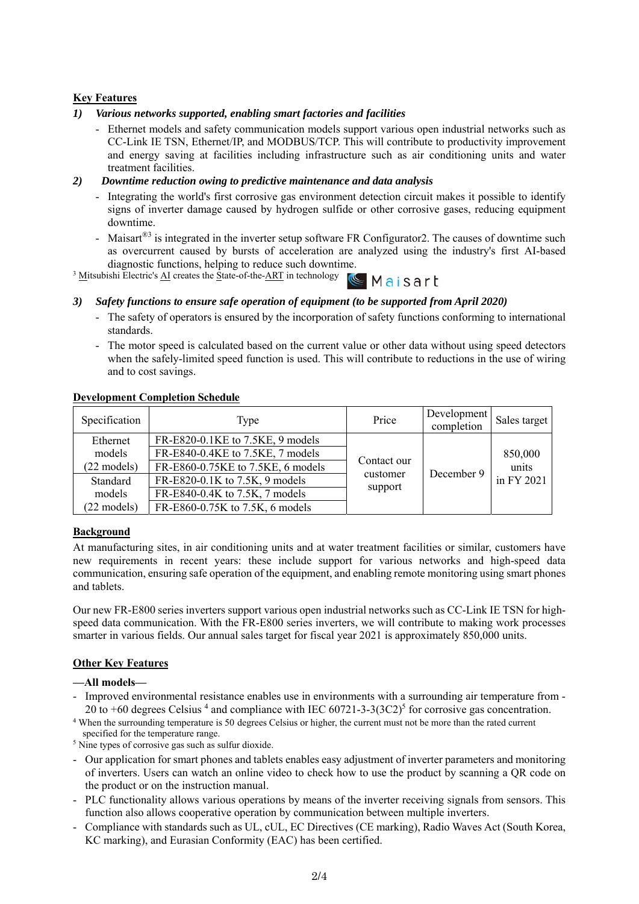**Key Features**

*1) Various networks supported, enabling smart factories and facilities*

- Ethernet models and safety communication models support various open industrial networks such as CC-Link IE TSN, Ethernet/IP, and MODBUS/TCP. This will contribute to productivity improvement and energy saving at facilities including infrastructure such as air conditioning units and water treatment facilities.

*2) Downtime reduction owing to predictive maintenance and data analysis*

- Integrating the world's first corrosive gas environment detection circuit makes it possible to identify signs of inverter damage caused by hydrogen sulfide or other corrosive gases, reducing equipment downtime.
- Maisart®[3] is integrated in the inverter setup software FR Configurator2. The causes of downtime such as overcurrent caused by bursts of acceleration are analyzed using the industry's first AI-based diagnostic functions, helping to reduce such downtime.

[3] Mitsubishi Electric's AI creates the State-of-the-ART in technology Maisart

*3) Safety functions to ensure safe operation of equipment (to be supported from April 2020)*

- The safety of operators is ensured by the incorporation of safety functions conforming to international standards.
- The motor speed is calculated based on the current value or other data without using speed detectors when the safely-limited speed function is used. This will contribute to reductions in the use of wiring and to cost savings.

**Development Completion Schedule**

| Specification | Type | Price | Development completion | Sales target |
|---|---|---|---|---|
| Ethernet models (22 models) | FR-E820-0.1KE to 7.5KE, 9 models | Contact our customer support | December 9 | 850,000 units in FY 2021 |
| | FR-E840-0.4KE to 7.5KE, 7 models | | | |
| | FR-E860-0.75KE to 7.5KE, 6 models | | | |
| Standard models (22 models) | FR-E820-0.1K to 7.5K, 9 models | | | |
| | FR-E840-0.4K to 7.5K, 7 models | | | |
| | FR-E860-0.75K to 7.5K, 6 models | | | |

**Background**

At manufacturing sites, in air conditioning units and at water treatment facilities or similar, customers have new requirements in recent years: these include support for various networks and high-speed data communication, ensuring safe operation of the equipment, and enabling remote monitoring using smart phones and tablets.

Our new FR-E800 series inverters support various open industrial networks such as CC-Link IE TSN for high-speed data communication. With the FR-E800 series inverters, we will contribute to making work processes smarter in various fields. Our annual sales target for fiscal year 2021 is approximately 850,000 units.

**Other Key Features**

**—All models—**

- Improved environmental resistance enables use in environments with a surrounding air temperature from -20 to +60 degrees Celsius [4] and compliance with IEC 60721-3-3(3C2)[5] for corrosive gas concentration.

[4] When the surrounding temperature is 50 degrees Celsius or higher, the current must not be more than the rated current specified for the temperature range.

[5] Nine types of corrosive gas such as sulfur dioxide.

- Our application for smart phones and tablets enables easy adjustment of inverter parameters and monitoring of inverters. Users can watch an online video to check how to use the product by scanning a QR code on the product or on the instruction manual.
- PLC functionality allows various operations by means of the inverter receiving signals from sensors. This function also allows cooperative operation by communication between multiple inverters.
- Compliance with standards such as UL, cUL, EC Directives (CE marking), Radio Waves Act (South Korea, KC marking), and Eurasian Conformity (EAC) has been certified.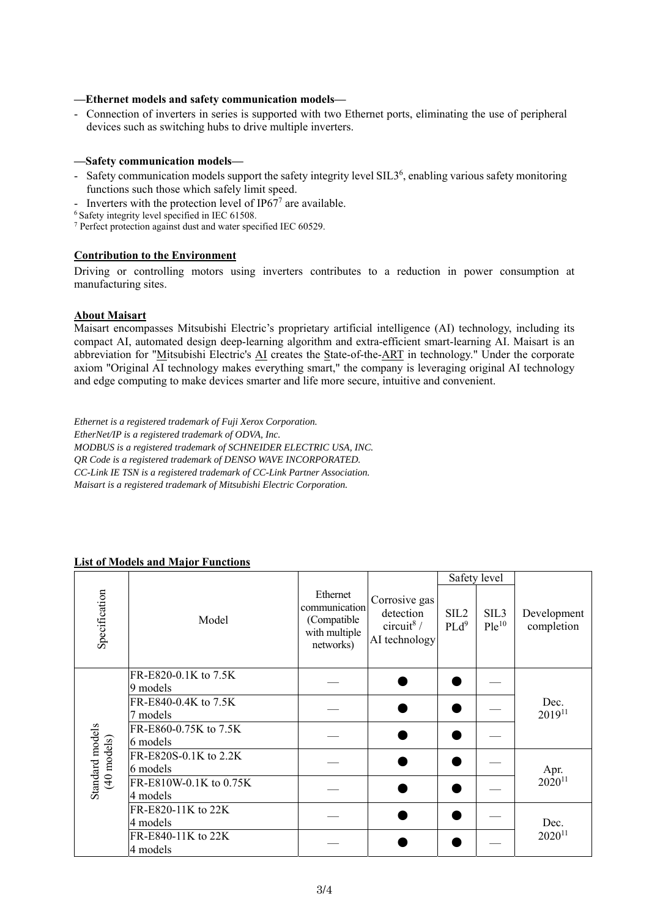**—Ethernet models and safety communication models—**

- Connection of inverters in series is supported with two Ethernet ports, eliminating the use of peripheral devices such as switching hubs to drive multiple inverters.

**—Safety communication models—**

- Safety communication models support the safety integrity level SIL3[6], enabling various safety monitoring functions such those which safely limit speed.
- Inverters with the protection level of IP67[7] are available.

[6] Safety integrity level specified in IEC 61508.
[7] Perfect protection against dust and water specified IEC 60529.

**Contribution to the Environment**

Driving or controlling motors using inverters contributes to a reduction in power consumption at manufacturing sites.

**About Maisart**

Maisart encompasses Mitsubishi Electric's proprietary artificial intelligence (AI) technology, including its compact AI, automated design deep-learning algorithm and extra-efficient smart-learning AI. Maisart is an abbreviation for "Mitsubishi Electric's AI creates the State-of-the-ART in technology." Under the corporate axiom "Original AI technology makes everything smart," the company is leveraging original AI technology and edge computing to make devices smarter and life more secure, intuitive and convenient.

*Ethernet is a registered trademark of Fuji Xerox Corporation.*
*EtherNet/IP is a registered trademark of ODVA, Inc.*
*MODBUS is a registered trademark of SCHNEIDER ELECTRIC USA, INC.*
*QR Code is a registered trademark of DENSO WAVE INCORPORATED.*
*CC-Link IE TSN is a registered trademark of CC-Link Partner Association.*
*Maisart is a registered trademark of Mitsubishi Electric Corporation.*

**List of Models and Major Functions**

| Specification | Model | Ethernet communication (Compatible with multiple networks) | Corrosive gas detection circuit[8] / AI technology | Safety level | | Development completion |
|---|---|---|---|---|---|---|
| | | | | SIL2 PLd[9] | SIL3 Ple[10] | |
| Standard models (40 models) | FR-E820-0.1K to 7.5K 9 models | — | ● | ● | — | Dec. 2019[11] |
| | FR-E840-0.4K to 7.5K 7 models | — | ● | ● | — | |
| | FR-E860-0.75K to 7.5K 6 models | — | ● | ● | — | |
| | FR-E820S-0.1K to 2.2K 6 models | — | ● | ● | — | Apr. 2020[11] |
| | FR-E810W-0.1K to 0.75K 4 models | — | ● | ● | — | |
| | FR-E820-11K to 22K 4 models | — | ● | ● | — | Dec. 2020[11] |
| | FR-E840-11K to 22K 4 models | — | ● | ● | — | |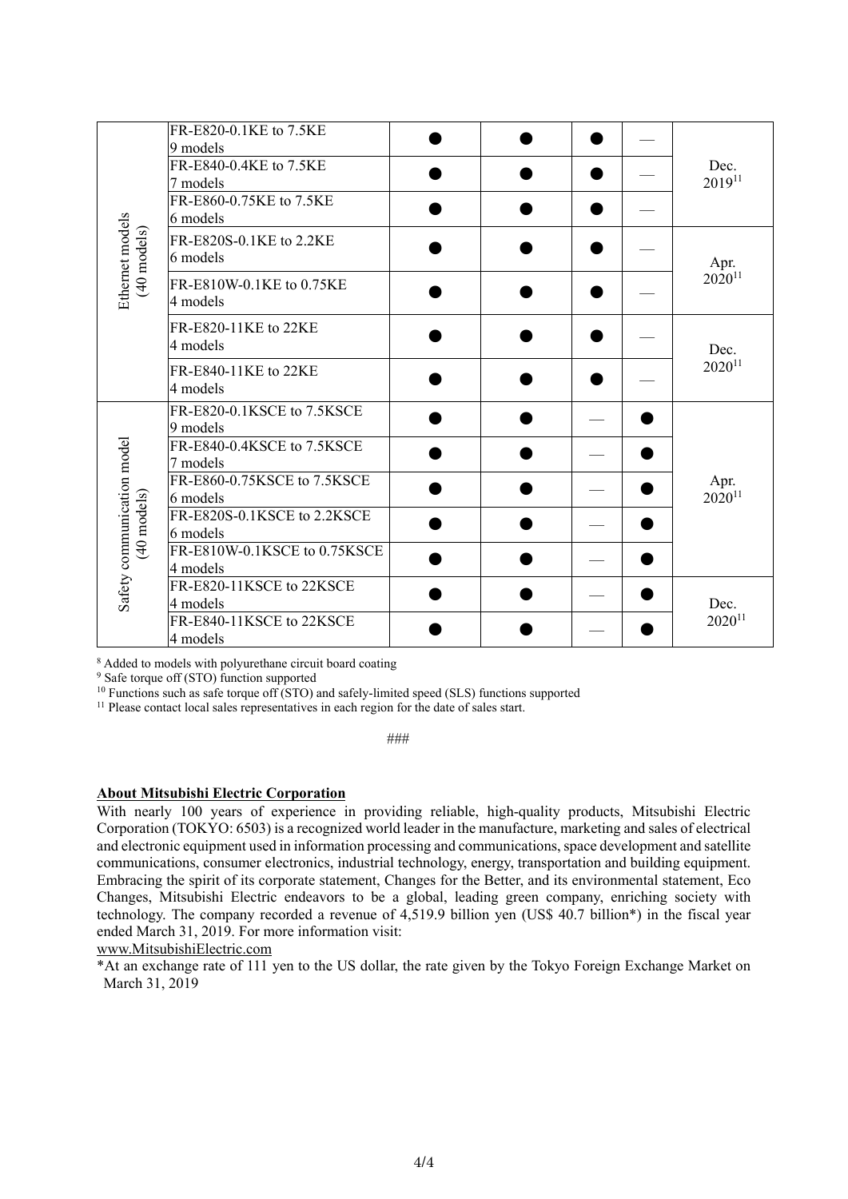| | | | | | | |
|---|---|---|---|---|---|---|
| Ethernet models (40 models) | FR-E820-0.1KE to 7.5KE 9 models | ● | ● | ● | — | Dec. 2019[11] |
| | FR-E840-0.4KE to 7.5KE 7 models | ● | ● | ● | — | |
| | FR-E860-0.75KE to 7.5KE 6 models | ● | ● | ● | — | |
| | FR-E820S-0.1KE to 2.2KE 6 models | ● | ● | ● | — | Apr. 2020[11] |
| | FR-E810W-0.1KE to 0.75KE 4 models | ● | ● | ● | — | |
| | FR-E820-11KE to 22KE 4 models | ● | ● | ● | — | Dec. 2020[11] |
| | FR-E840-11KE to 22KE 4 models | ● | ● | ● | — | |
| Safety communication model (40 models) | FR-E820-0.1KSCE to 7.5KSCE 9 models | ● | ● | — | ● | Apr. 2020[11] |
| | FR-E840-0.4KSCE to 7.5KSCE 7 models | ● | ● | — | ● | |
| | FR-E860-0.75KSCE to 7.5KSCE 6 models | ● | ● | — | ● | |
| | FR-E820S-0.1KSCE to 2.2KSCE 6 models | ● | ● | — | ● | |
| | FR-E810W-0.1KSCE to 0.75KSCE 4 models | ● | ● | — | ● | |
| | FR-E820-11KSCE to 22KSCE 4 models | ● | ● | — | ● | Dec. 2020[11] |
| | FR-E840-11KSCE to 22KSCE 4 models | ● | ● | — | ● | |

[8] Added to models with polyurethane circuit board coating
[9] Safe torque off (STO) function supported
[10] Functions such as safe torque off (STO) and safely-limited speed (SLS) functions supported
[11] Please contact local sales representatives in each region for the date of sales start.

###

**About Mitsubishi Electric Corporation**

With nearly 100 years of experience in providing reliable, high-quality products, Mitsubishi Electric Corporation (TOKYO: 6503) is a recognized world leader in the manufacture, marketing and sales of electrical and electronic equipment used in information processing and communications, space development and satellite communications, consumer electronics, industrial technology, energy, transportation and building equipment. Embracing the spirit of its corporate statement, Changes for the Better, and its environmental statement, Eco Changes, Mitsubishi Electric endeavors to be a global, leading green company, enriching society with technology. The company recorded a revenue of 4,519.9 billion yen (US$ 40.7 billion*) in the fiscal year ended March 31, 2019. For more information visit:
www.MitsubishiElectric.com

*At an exchange rate of 111 yen to the US dollar, the rate given by the Tokyo Foreign Exchange Market on March 31, 2019